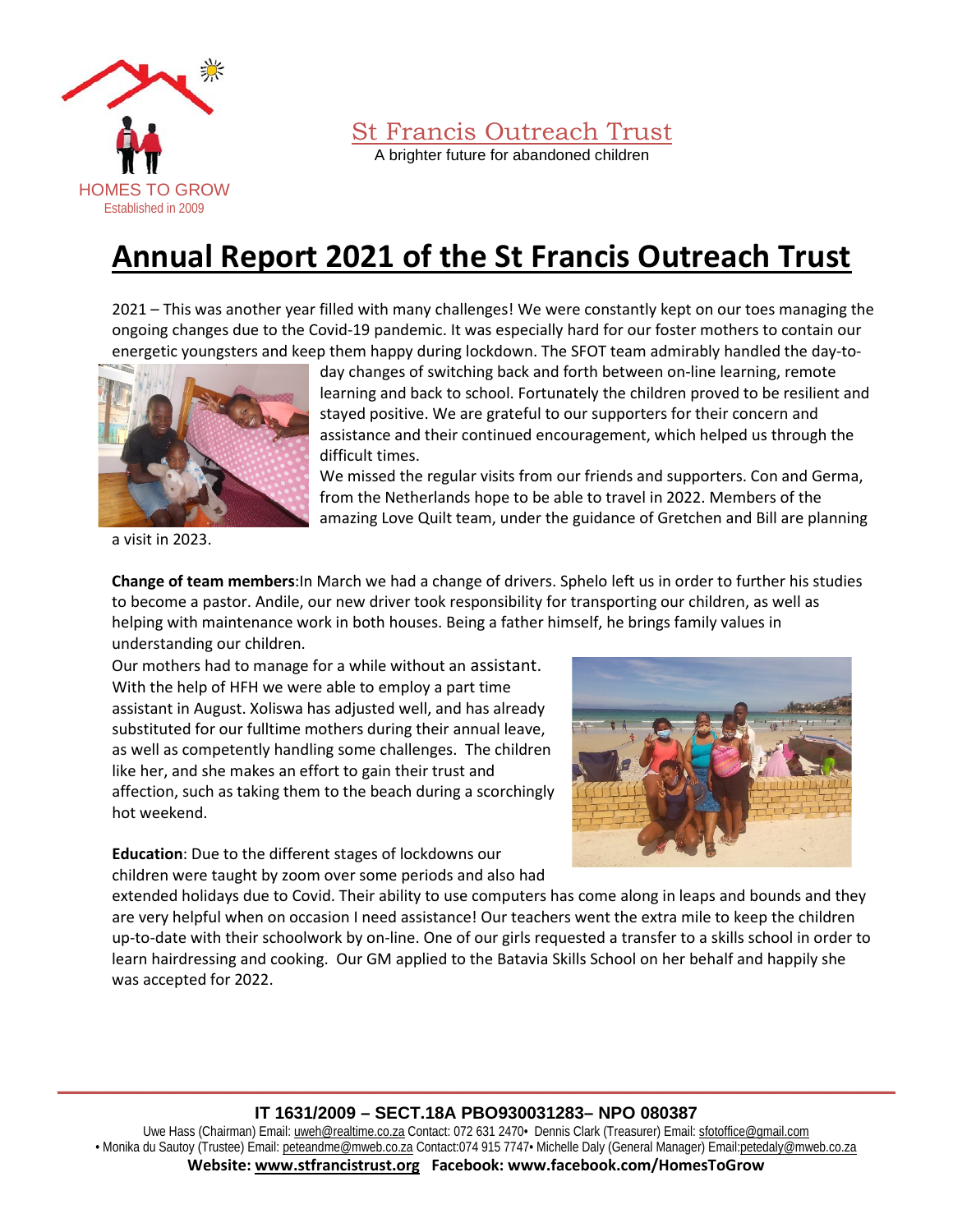HOMES TO GROW
Established in 2009

St Francis Outreach Trust
A brighter future for abandoned children

# Annual Report 2021 of the St Francis Outreach Trust

2021 – This was another year filled with many challenges! We were constantly kept on our toes managing the ongoing changes due to the Covid-19 pandemic. It was especially hard for our foster mothers to contain our energetic youngsters and keep them happy during lockdown. The SFOT team admirably handled the day-to-day changes of switching back and forth between on-line learning, remote learning and back to school. Fortunately the children proved to be resilient and stayed positive. We are grateful to our supporters for their concern and assistance and their continued encouragement, which helped us through the difficult times.

We missed the regular visits from our friends and supporters. Con and Germa, from the Netherlands hope to be able to travel in 2022. Members of the amazing Love Quilt team, under the guidance of Gretchen and Bill are planning a visit in 2023.

**Change of team members**:In March we had a change of drivers. Sphelo left us in order to further his studies to become a pastor. Andile, our new driver took responsibility for transporting our children, as well as helping with maintenance work in both houses. Being a father himself, he brings family values in understanding our children.

Our mothers had to manage for a while without an assistant. With the help of HFH we were able to employ a part time assistant in August. Xoliswa has adjusted well, and has already substituted for our fulltime mothers during their annual leave, as well as competently handling some challenges. The children like her, and she makes an effort to gain their trust and affection, such as taking them to the beach during a scorchingly hot weekend.

**Education**: Due to the different stages of lockdowns our children were taught by zoom over some periods and also had extended holidays due to Covid. Their ability to use computers has come along in leaps and bounds and they are very helpful when on occasion I need assistance! Our teachers went the extra mile to keep the children up-to-date with their schoolwork by on-line. One of our girls requested a transfer to a skills school in order to learn hairdressing and cooking. Our GM applied to the Batavia Skills School on her behalf and happily she was accepted for 2022.

**IT 1631/2009 – SECT.18A PBO930031283– NPO 080387**

Uwe Hass (Chairman) Email: uweh@realtime.co.za Contact: 072 631 2470• Dennis Clark (Treasurer) Email: sfotoffice@gmail.com
• Monika du Sautoy (Trustee) Email: peteandme@mweb.co.za Contact:074 915 7747• Michelle Daly (General Manager) Email:petedaly@mweb.co.za
**Website: www.stfrancistrust.org Facebook: www.facebook.com/HomesToGrow**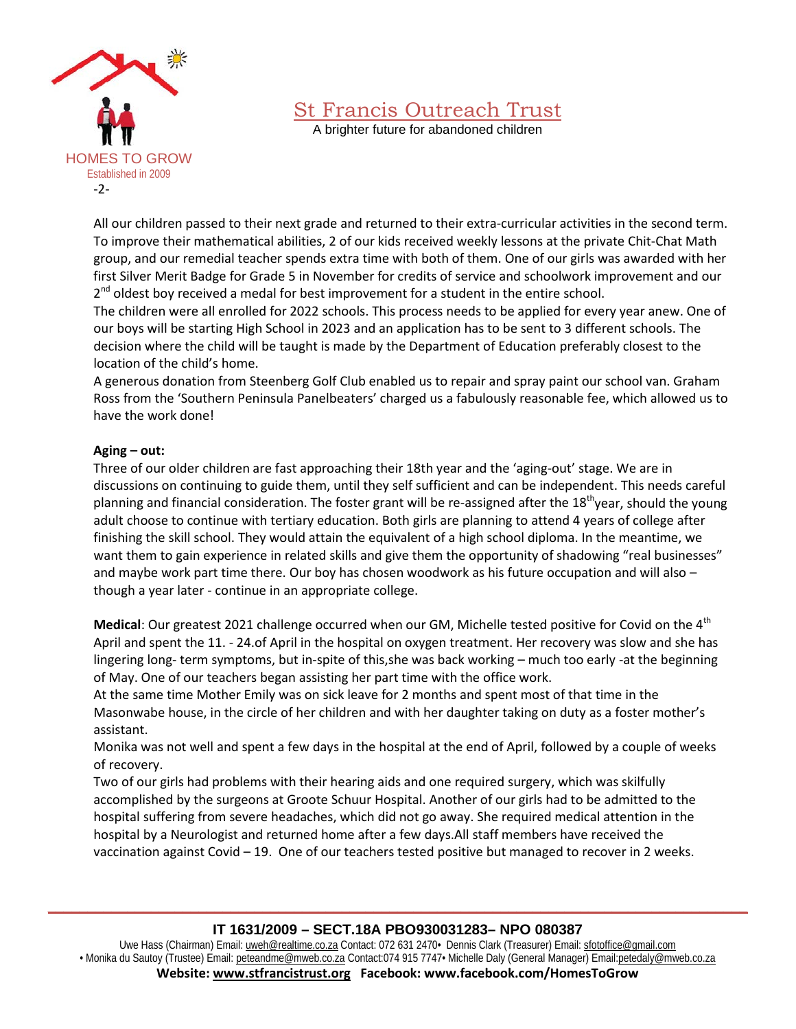All our children passed to their next grade and returned to their extra-curricular activities in the second term. To improve their mathematical abilities, 2 of our kids received weekly lessons at the private Chit-Chat Math group, and our remedial teacher spends extra time with both of them. One of our girls was awarded with her first Silver Merit Badge for Grade 5 in November for credits of service and schoolwork improvement and our 2nd oldest boy received a medal for best improvement for a student in the entire school.

The children were all enrolled for 2022 schools. This process needs to be applied for every year anew. One of our boys will be starting High School in 2023 and an application has to be sent to 3 different schools. The decision where the child will be taught is made by the Department of Education preferably closest to the location of the child's home.

A generous donation from Steenberg Golf Club enabled us to repair and spray paint our school van. Graham Ross from the 'Southern Peninsula Panelbeaters' charged us a fabulously reasonable fee, which allowed us to have the work done!

**Aging – out:**

Three of our older children are fast approaching their 18th year and the 'aging-out' stage. We are in discussions on continuing to guide them, until they self sufficient and can be independent. This needs careful planning and financial consideration. The foster grant will be re-assigned after the 18th year, should the young adult choose to continue with tertiary education. Both girls are planning to attend 4 years of college after finishing the skill school. They would attain the equivalent of a high school diploma. In the meantime, we want them to gain experience in related skills and give them the opportunity of shadowing "real businesses" and maybe work part time there. Our boy has chosen woodwork as his future occupation and will also – though a year later - continue in an appropriate college.

**Medical**: Our greatest 2021 challenge occurred when our GM, Michelle tested positive for Covid on the 4th April and spent the 11. - 24.of April in the hospital on oxygen treatment. Her recovery was slow and she has lingering long- term symptoms, but in-spite of this,she was back working – much too early -at the beginning of May. One of our teachers began assisting her part time with the office work.

At the same time Mother Emily was on sick leave for 2 months and spent most of that time in the Masonwabe house, in the circle of her children and with her daughter taking on duty as a foster mother's assistant.

Monika was not well and spent a few days in the hospital at the end of April, followed by a couple of weeks of recovery.

Two of our girls had problems with their hearing aids and one required surgery, which was skilfully accomplished by the surgeons at Groote Schuur Hospital. Another of our girls had to be admitted to the hospital suffering from severe headaches, which did not go away. She required medical attention in the hospital by a Neurologist and returned home after a few days.All staff members have received the vaccination against Covid – 19. One of our teachers tested positive but managed to recover in 2 weeks.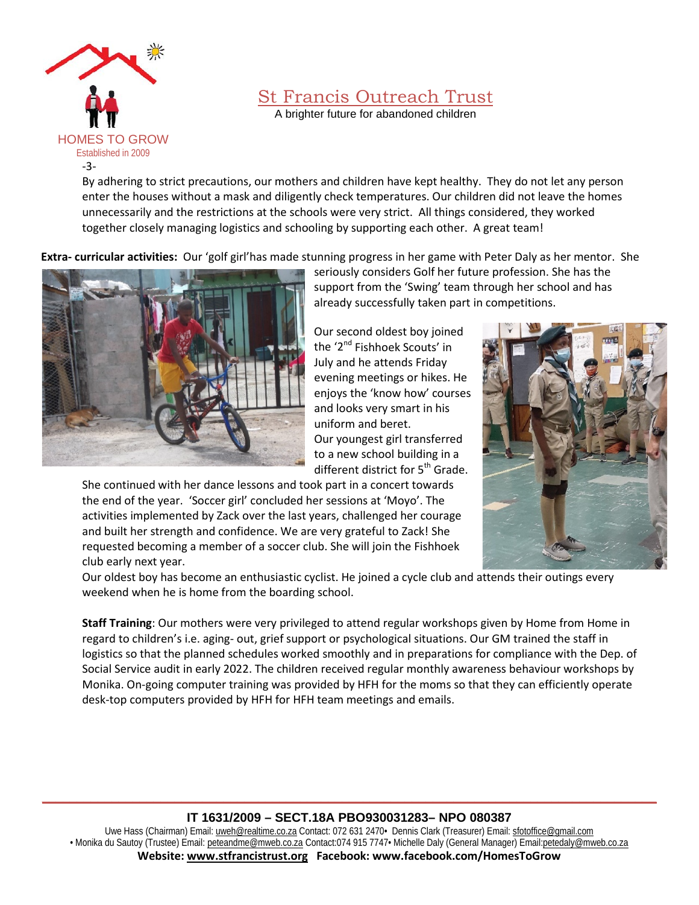By adhering to strict precautions, our mothers and children have kept healthy. They do not let any person enter the houses without a mask and diligently check temperatures. Our children did not leave the homes unnecessarily and the restrictions at the schools were very strict. All things considered, they worked together closely managing logistics and schooling by supporting each other. A great team!

**Extra- curricular activities:** Our 'golf girl'has made stunning progress in her game with Peter Daly as her mentor. She seriously considers Golf her future profession. She has the support from the 'Swing' team through her school and has already successfully taken part in competitions.

Our second oldest boy joined the '2nd Fishhoek Scouts' in July and he attends Friday evening meetings or hikes. He enjoys the 'know how' courses and looks very smart in his uniform and beret.

Our youngest girl transferred to a new school building in a different district for 5th Grade. She continued with her dance lessons and took part in a concert towards the end of the year. 'Soccer girl' concluded her sessions at 'Moyo'. The activities implemented by Zack over the last years, challenged her courage and built her strength and confidence. We are very grateful to Zack! She requested becoming a member of a soccer club. She will join the Fishhoek club early next year.

Our oldest boy has become an enthusiastic cyclist. He joined a cycle club and attends their outings every weekend when he is home from the boarding school.

**Staff Training**: Our mothers were very privileged to attend regular workshops given by Home from Home in regard to children's i.e. aging- out, grief support or psychological situations. Our GM trained the staff in logistics so that the planned schedules worked smoothly and in preparations for compliance with the Dep. of Social Service audit in early 2022. The children received regular monthly awareness behaviour workshops by Monika. On-going computer training was provided by HFH for the moms so that they can efficiently operate desk-top computers provided by HFH for HFH team meetings and emails.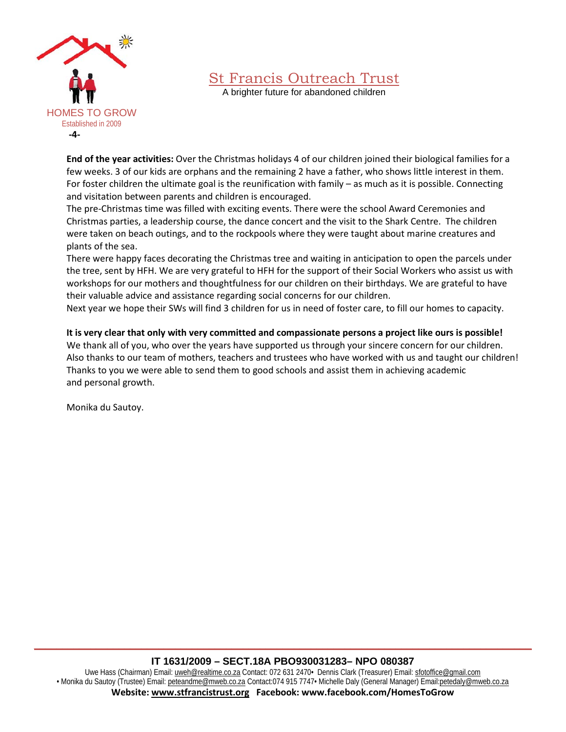**End of the year activities:** Over the Christmas holidays 4 of our children joined their biological families for a few weeks. 3 of our kids are orphans and the remaining 2 have a father, who shows little interest in them. For foster children the ultimate goal is the reunification with family – as much as it is possible. Connecting and visitation between parents and children is encouraged.

The pre-Christmas time was filled with exciting events. There were the school Award Ceremonies and Christmas parties, a leadership course, the dance concert and the visit to the Shark Centre. The children were taken on beach outings, and to the rockpools where they were taught about marine creatures and plants of the sea.

There were happy faces decorating the Christmas tree and waiting in anticipation to open the parcels under the tree, sent by HFH. We are very grateful to HFH for the support of their Social Workers who assist us with workshops for our mothers and thoughtfulness for our children on their birthdays. We are grateful to have their valuable advice and assistance regarding social concerns for our children.

Next year we hope their SWs will find 3 children for us in need of foster care, to fill our homes to capacity.

**It is very clear that only with very committed and compassionate persons a project like ours is possible!**

We thank all of you, who over the years have supported us through your sincere concern for our children. Also thanks to our team of mothers, teachers and trustees who have worked with us and taught our children! Thanks to you we were able to send them to good schools and assist them in achieving academic and personal growth.

Monika du Sautoy.